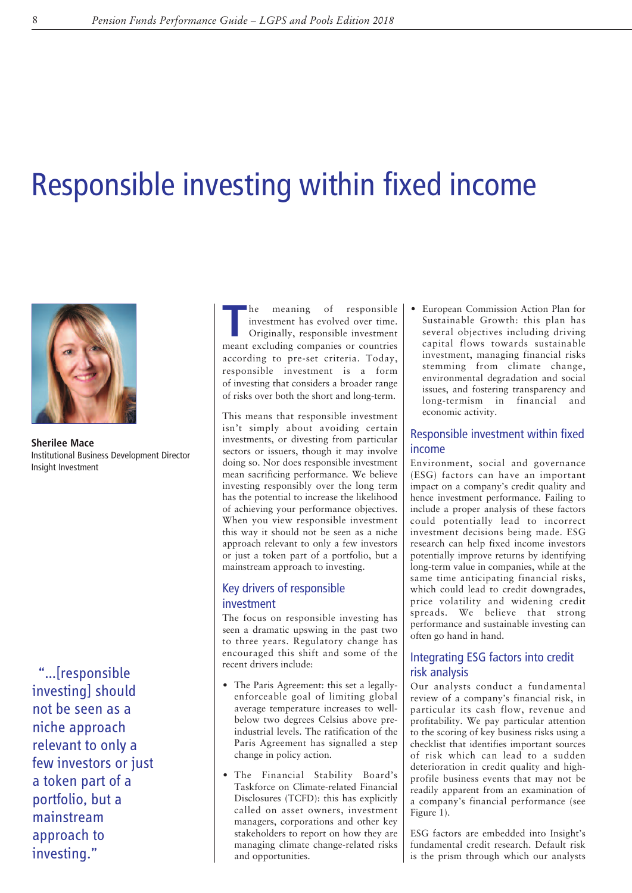# Responsible investing within fixed income

**Sherilee Mace**
Institutional Business Development Director
Insight Investment

"...[responsible investing] should not be seen as a niche approach relevant to only a few investors or just a token part of a portfolio, but a mainstream approach to investing."

The meaning of responsible investment has evolved over time. Originally, responsible investment meant excluding companies or countries according to pre-set criteria. Today, responsible investment is a form of investing that considers a broader range of risks over both the short and long-term.

This means that responsible investment isn't simply about avoiding certain investments, or divesting from particular sectors or issuers, though it may involve doing so. Nor does responsible investment mean sacrificing performance. We believe investing responsibly over the long term has the potential to increase the likelihood of achieving your performance objectives. When you view responsible investment this way it should not be seen as a niche approach relevant to only a few investors or just a token part of a portfolio, but a mainstream approach to investing.

## Key drivers of responsible investment

The focus on responsible investing has seen a dramatic upswing in the past two to three years. Regulatory change has encouraged this shift and some of the recent drivers include:

- The Paris Agreement: this set a legally-enforceable goal of limiting global average temperature increases to well-below two degrees Celsius above pre-industrial levels. The ratification of the Paris Agreement has signalled a step change in policy action.
- The Financial Stability Board's Taskforce on Climate-related Financial Disclosures (TCFD): this has explicitly called on asset owners, investment managers, corporations and other key stakeholders to report on how they are managing climate change-related risks and opportunities.
- European Commission Action Plan for Sustainable Growth: this plan has several objectives including driving capital flows towards sustainable investment, managing financial risks stemming from climate change, environmental degradation and social issues, and fostering transparency and long-termism in financial and economic activity.

## Responsible investment within fixed income

Environment, social and governance (ESG) factors can have an important impact on a company's credit quality and hence investment performance. Failing to include a proper analysis of these factors could potentially lead to incorrect investment decisions being made. ESG research can help fixed income investors potentially improve returns by identifying long-term value in companies, while at the same time anticipating financial risks, which could lead to credit downgrades, price volatility and widening credit spreads. We believe that strong performance and sustainable investing can often go hand in hand.

## Integrating ESG factors into credit risk analysis

Our analysts conduct a fundamental review of a company's financial risk, in particular its cash flow, revenue and profitability. We pay particular attention to the scoring of key business risks using a checklist that identifies important sources of risk which can lead to a sudden deterioration in credit quality and high-profile business events that may not be readily apparent from an examination of a company's financial performance (see Figure 1).

ESG factors are embedded into Insight's fundamental credit research. Default risk is the prism through which our analysts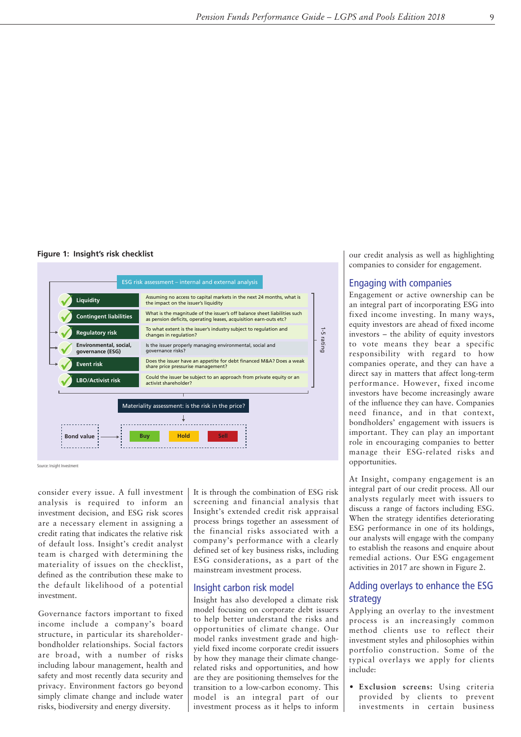**Figure 1: Insight's risk checklist**

ESG risk assessment – internal and external analysis

| Risk | Question |
| --- | --- |
| Liquidity | Assuming no access to capital markets in the next 24 months, what is the impact on the issuer's liquidity |
| Contingent liabilities | What is the magnitude of the issuer's off balance sheet liabilities such as pension deficits, operating leases, acquisition earn-outs etc? |
| Regulatory risk | To what extent is the issuer's industry subject to regulation and changes in regulation? |
| Environmental, social, governance (ESG) | Is the issuer properly managing environmental, social and governance risks? |
| Event risk | Does the issuer have an appetite for debt financed M&A? Does a weak share price pressurise management? |
| LBO/Activist risk | Could the issuer be subject to an approach from private equity or an activist shareholder? |

1-5 rating

Materiality assessment: is the risk in the price?

Bond value → Buy | Hold | Sell

Source: Insight Investment

consider every issue. A full investment analysis is required to inform an investment decision, and ESG risk scores are a necessary element in assigning a credit rating that indicates the relative risk of default loss. Insight's credit analyst team is charged with determining the materiality of issues on the checklist, defined as the contribution these make to the default likelihood of a potential investment.

Governance factors important to fixed income include a company's board structure, in particular its shareholder-bondholder relationships. Social factors are broad, with a number of risks including labour management, health and safety and most recently data security and privacy. Environment factors go beyond simply climate change and include water risks, biodiversity and energy diversity.

It is through the combination of ESG risk screening and financial analysis that Insight's extended credit risk appraisal process brings together an assessment of the financial risks associated with a company's performance with a clearly defined set of key business risks, including ESG considerations, as a part of the mainstream investment process.

## Insight carbon risk model

Insight has also developed a climate risk model focusing on corporate debt issuers to help better understand the risks and opportunities of climate change. Our model ranks investment grade and high-yield fixed income corporate credit issuers by how they manage their climate change-related risks and opportunities, and how are they are positioning themselves for the transition to a low-carbon economy. This model is an integral part of our investment process as it helps to inform our credit analysis as well as highlighting companies to consider for engagement.

## Engaging with companies

Engagement or active ownership can be an integral part of incorporating ESG into fixed income investing. In many ways, equity investors are ahead of fixed income investors – the ability of equity investors to vote means they bear a specific responsibility with regard to how companies operate, and they can have a direct say in matters that affect long-term performance. However, fixed income investors have become increasingly aware of the influence they can have. Companies need finance, and in that context, bondholders' engagement with issuers is important. They can play an important role in encouraging companies to better manage their ESG-related risks and opportunities.

At Insight, company engagement is an integral part of our credit process. All our analysts regularly meet with issuers to discuss a range of factors including ESG. When the strategy identifies deteriorating ESG performance in one of its holdings, our analysts will engage with the company to establish the reasons and enquire about remedial actions. Our ESG engagement activities in 2017 are shown in Figure 2.

## Adding overlays to enhance the ESG strategy

Applying an overlay to the investment process is an increasingly common method clients use to reflect their investment styles and philosophies within portfolio construction. Some of the typical overlays we apply for clients include:

- **Exclusion screens:** Using criteria provided by clients to prevent investments in certain business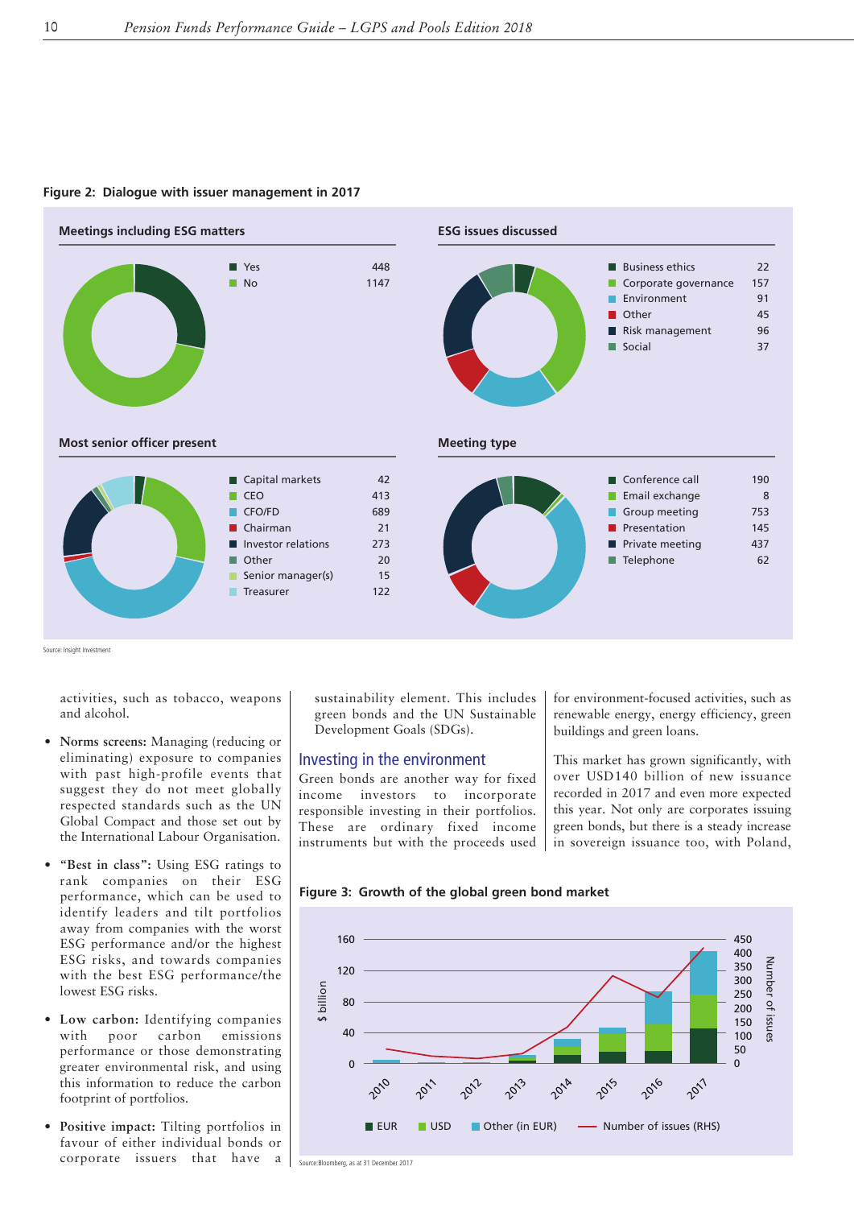**Figure 2: Dialogue with issuer management in 2017**

**Meetings including ESG matters**

| | |
|---|---|
| Yes | 448 |
| No | 1147 |

**ESG issues discussed**

| | |
|---|---|
| Business ethics | 22 |
| Corporate governance | 157 |
| Environment | 91 |
| Other | 45 |
| Risk management | 96 |
| Social | 37 |

**Most senior officer present**

| | |
|---|---|
| Capital markets | 42 |
| CEO | 413 |
| CFO/FD | 689 |
| Chairman | 21 |
| Investor relations | 273 |
| Other | 20 |
| Senior manager(s) | 15 |
| Treasurer | 122 |

**Meeting type**

| | |
|---|---|
| Conference call | 190 |
| Email exchange | 8 |
| Group meeting | 753 |
| Presentation | 145 |
| Private meeting | 437 |
| Telephone | 62 |

Source: Insight Investment

activities, such as tobacco, weapons and alcohol.

- **Norms screens:** Managing (reducing or eliminating) exposure to companies with past high-profile events that suggest they do not meet globally respected standards such as the UN Global Compact and those set out by the International Labour Organisation.
- **"Best in class":** Using ESG ratings to rank companies on their ESG performance, which can be used to identify leaders and tilt portfolios away from companies with the worst ESG performance and/or the highest ESG risks, and towards companies with the best ESG performance/the lowest ESG risks.
- **Low carbon:** Identifying companies with poor carbon emissions performance or those demonstrating greater environmental risk, and using this information to reduce the carbon footprint of portfolios.
- **Positive impact:** Tilting portfolios in favour of either individual bonds or corporate issuers that have a sustainability element. This includes green bonds and the UN Sustainable Development Goals (SDGs).

## Investing in the environment

Green bonds are another way for fixed income investors to incorporate responsible investing in their portfolios. These are ordinary fixed income instruments but with the proceeds used for environment-focused activities, such as renewable energy, energy efficiency, green buildings and green loans.

This market has grown significantly, with over USD140 billion of new issuance recorded in 2017 and even more expected this year. Not only are corporates issuing green bonds, but there is a steady increase in sovereign issuance too, with Poland,

**Figure 3: Growth of the global green bond market**

(Chart: $ billion, 0–160, left axis; Number of issues (RHS), 0–450; years 2010–2017; series: EUR, USD, Other (in EUR), Number of issues (RHS))

Source: Bloomberg, as at 31 December 2017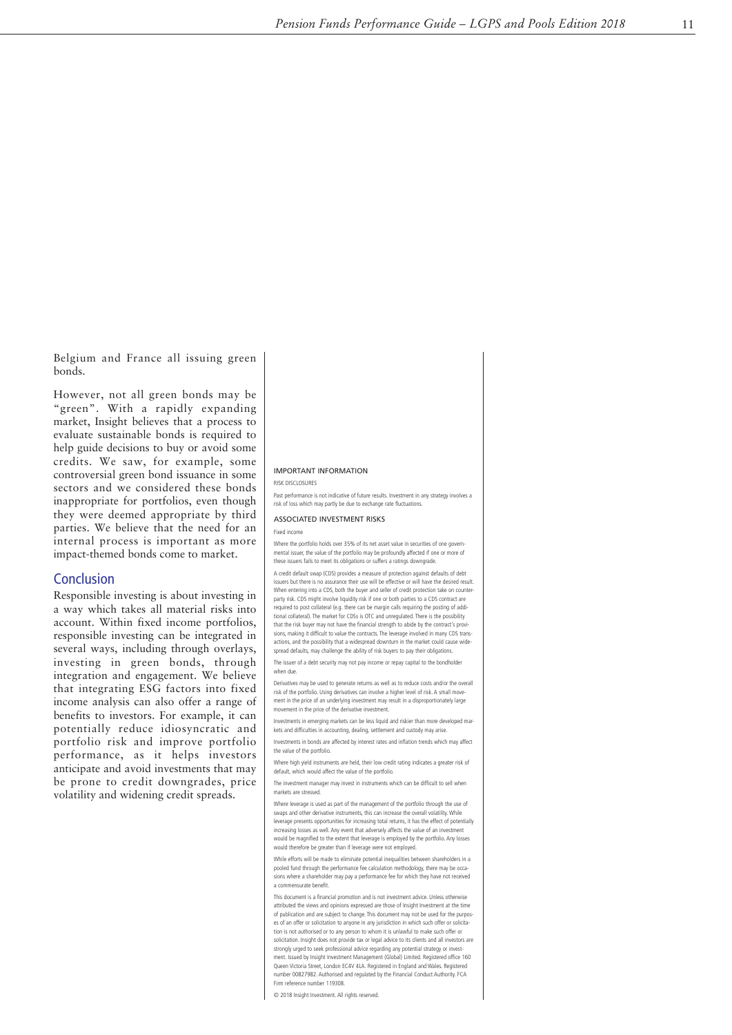Belgium and France all issuing green bonds.

However, not all green bonds may be "green". With a rapidly expanding market, Insight believes that a process to evaluate sustainable bonds is required to help guide decisions to buy or avoid some credits. We saw, for example, some controversial green bond issuance in some sectors and we considered these bonds inappropriate for portfolios, even though they were deemed appropriate by third parties. We believe that the need for an internal process is important as more impact-themed bonds come to market.

## Conclusion

Responsible investing is about investing in a way which takes all material risks into account. Within fixed income portfolios, responsible investing can be integrated in several ways, including through overlays, investing in green bonds, through integration and engagement. We believe that integrating ESG factors into fixed income analysis can also offer a range of benefits to investors. For example, it can potentially reduce idiosyncratic and portfolio risk and improve portfolio performance, as it helps investors anticipate and avoid investments that may be prone to credit downgrades, price volatility and widening credit spreads.

### IMPORTANT INFORMATION

RISK DISCLOSURES

Past performance is not indicative of future results. Investment in any strategy involves a risk of loss which may partly be due to exchange rate fluctuations.

### ASSOCIATED INVESTMENT RISKS

Fixed income

Where the portfolio holds over 35% of its net asset value in securities of one governmental issuer, the value of the portfolio may be profoundly affected if one or more of these issuers fails to meet its obligations or suffers a ratings downgrade.

A credit default swap (CDS) provides a measure of protection against defaults of debt issuers but there is no assurance their use will be effective or will have the desired result. When entering into a CDS, both the buyer and seller of credit protection take on counterparty risk. CDS might involve liquidity risk if one or both parties to a CDS contract are required to post collateral (e.g. there can be margin calls requiring the posting of additional collateral). The market for CDSs is OTC and unregulated. There is the possibility that the risk buyer may not have the financial strength to abide by the contract's provisions, making it difficult to value the contracts. The leverage involved in many CDS transactions, and the possibility that a widespread downturn in the market could cause widespread defaults, may challenge the ability of risk buyers to pay their obligations.

The issuer of a debt security may not pay income or repay capital to the bondholder when due.

Derivatives may be used to generate returns as well as to reduce costs and/or the overall risk of the portfolio. Using derivatives can involve a higher level of risk. A small movement in the price of an underlying investment may result in a disproportionately large movement in the price of the derivative investment.

Investments in emerging markets can be less liquid and riskier than more developed markets and difficulties in accounting, dealing, settlement and custody may arise.

Investments in bonds are affected by interest rates and inflation trends which may affect the value of the portfolio.

Where high yield instruments are held, their low credit rating indicates a greater risk of default, which would affect the value of the portfolio.

The investment manager may invest in instruments which can be difficult to sell when markets are stressed.

Where leverage is used as part of the management of the portfolio through the use of swaps and other derivative instruments, this can increase the overall volatility. While leverage presents opportunities for increasing total returns, it has the effect of potentially increasing losses as well. Any event that adversely affects the value of an investment would be magnified to the extent that leverage is employed by the portfolio. Any losses would therefore be greater than if leverage were not employed.

While efforts will be made to eliminate potential inequalities between shareholders in a pooled fund through the performance fee calculation methodology, there may be occasions where a shareholder may pay a performance fee for which they have not received a commensurate benefit.

This document is a financial promotion and is not investment advice. Unless otherwise attributed the views and opinions expressed are those of Insight Investment at the time of publication and are subject to change. This document may not be used for the purposes of an offer or solicitation to anyone in any jurisdiction in which such offer or solicitation is not authorised or to any person to whom it is unlawful to make such offer or solicitation. Insight does not provide tax or legal advice to its clients and all investors are strongly urged to seek professional advice regarding any potential strategy or investment. Issued by Insight Investment Management (Global) Limited. Registered office 160 Queen Victoria Street, London EC4V 4LA. Registered in England and Wales. Registered number 00827982. Authorised and regulated by the Financial Conduct Authority. FCA Firm reference number 119308.

© 2018 Insight Investment. All rights reserved.